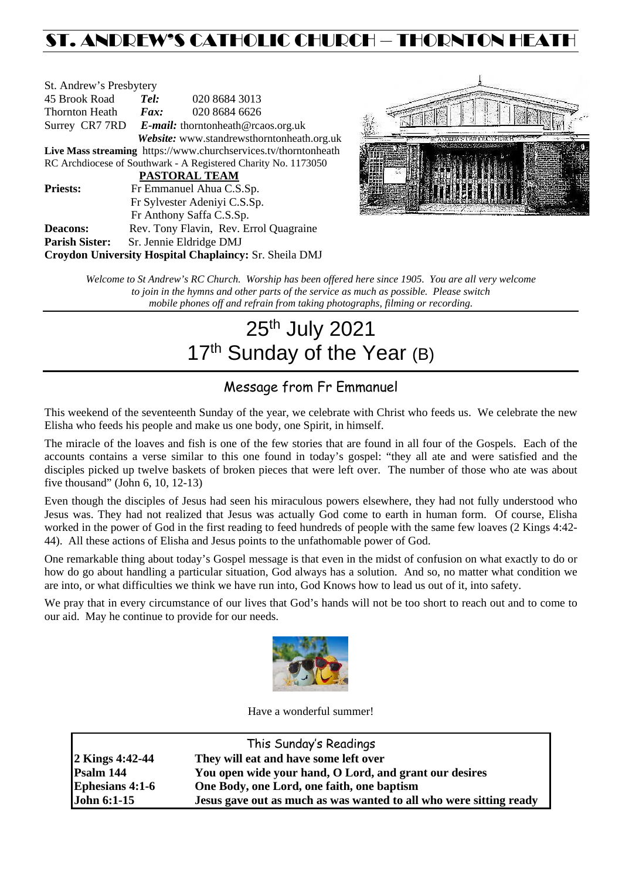# ST. ANDREW'S CATHOLIC CHURCH – THORNTON HEATH

St. Andrew's Presbytery
45 Brook Road *Tel:* 020 8684 3013
Thornton Heath *Fax:* 020 8684 6626
Surrey CR7 7RD *E-mail:* thorntonheath@rcaos.org.uk
*Website:* www.standrewsthorntonheath.org.uk
**Live Mass streaming** https://www.churchservices.tv/thorntonheath
RC Archdiocese of Southwark - A Registered Charity No. 1173050

**PASTORAL TEAM**

**Priests:** Fr Emmanuel Ahua C.S.Sp.
Fr Sylvester Adeniyi C.S.Sp.
Fr Anthony Saffa C.S.Sp.
**Deacons:** Rev. Tony Flavin, Rev. Errol Quagraine
**Parish Sister:** Sr. Jennie Eldridge DMJ
**Croydon University Hospital Chaplaincy:** Sr. Sheila DMJ

*Welcome to St Andrew's RC Church. Worship has been offered here since 1905. You are all very welcome to join in the hymns and other parts of the service as much as possible. Please switch mobile phones off and refrain from taking photographs, filming or recording.*

# 25th July 2021
# 17th Sunday of the Year (B)

## Message from Fr Emmanuel

This weekend of the seventeenth Sunday of the year, we celebrate with Christ who feeds us. We celebrate the new Elisha who feeds his people and make us one body, one Spirit, in himself.

The miracle of the loaves and fish is one of the few stories that are found in all four of the Gospels. Each of the accounts contains a verse similar to this one found in today's gospel: "they all ate and were satisfied and the disciples picked up twelve baskets of broken pieces that were left over. The number of those who ate was about five thousand" (John 6, 10, 12-13)

Even though the disciples of Jesus had seen his miraculous powers elsewhere, they had not fully understood who Jesus was. They had not realized that Jesus was actually God come to earth in human form. Of course, Elisha worked in the power of God in the first reading to feed hundreds of people with the same few loaves (2 Kings 4:42-44). All these actions of Elisha and Jesus points to the unfathomable power of God.

One remarkable thing about today's Gospel message is that even in the midst of confusion on what exactly to do or how do go about handling a particular situation, God always has a solution. And so, no matter what condition we are into, or what difficulties we think we have run into, God Knows how to lead us out of it, into safety.

We pray that in every circumstance of our lives that God's hands will not be too short to reach out and to come to our aid. May he continue to provide for our needs.

Have a wonderful summer!

## This Sunday's Readings

| | |
|---|---|
| **2 Kings 4:42-44** | **They will eat and have some left over** |
| **Psalm 144** | **You open wide your hand, O Lord, and grant our desires** |
| **Ephesians 4:1-6** | **One Body, one Lord, one faith, one baptism** |
| **John 6:1-15** | **Jesus gave out as much as was wanted to all who were sitting ready** |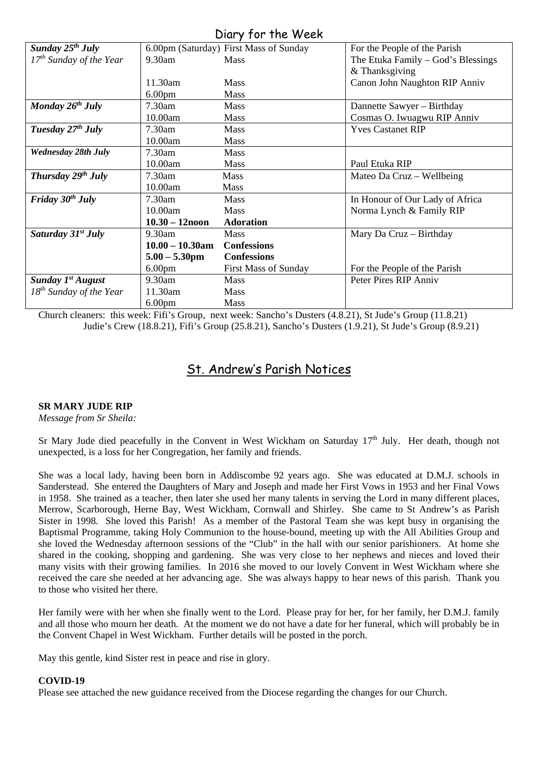## Diary for the Week

| | | | |
|---|---|---|---|
| ***Sunday 25th July*** *17th Sunday of the Year* | 6.00pm (Saturday) | First Mass of Sunday | For the People of the Parish |
| | 9.30am | Mass | The Etuka Family – God's Blessings & Thanksgiving |
| | 11.30am | Mass | Canon John Naughton RIP Anniv |
| | 6.00pm | Mass | |
| ***Monday 26th July*** | 7.30am | Mass | Dannette Sawyer – Birthday |
| | 10.00am | Mass | Cosmas O. Iwuagwu RIP Anniv |
| ***Tuesday 27th July*** | 7.30am | Mass | Yves Castanet RIP |
| | 10.00am | Mass | |
| ***Wednesday 28th July*** | 7.30am | Mass | |
| | 10.00am | Mass | Paul Etuka RIP |
| ***Thursday 29th July*** | 7.30am | Mass | Mateo Da Cruz – Wellbeing |
| | 10.00am | Mass | |
| ***Friday 30th July*** | 7.30am | Mass | In Honour of Our Lady of Africa |
| | 10.00am | Mass | Norma Lynch & Family RIP |
| | **10.30 – 12noon** | **Adoration** | |
| ***Saturday 31st July*** | 9.30am | Mass | Mary Da Cruz – Birthday |
| | **10.00 – 10.30am** | **Confessions** | |
| | **5.00 – 5.30pm** | **Confessions** | |
| | 6.00pm | First Mass of Sunday | For the People of the Parish |
| ***Sunday 1st August*** *18th Sunday of the Year* | 9.30am | Mass | Peter Pires RIP Anniv |
| | 11.30am | Mass | |
| | 6.00pm | Mass | |

Church cleaners: this week: Fifi's Group, next week: Sancho's Dusters (4.8.21), St Jude's Group (11.8.21) Judie's Crew (18.8.21), Fifi's Group (25.8.21), Sancho's Dusters (1.9.21), St Jude's Group (8.9.21)

## St. Andrew's Parish Notices

**SR MARY JUDE RIP**

*Message from Sr Sheila:*

Sr Mary Jude died peacefully in the Convent in West Wickham on Saturday 17th July. Her death, though not unexpected, is a loss for her Congregation, her family and friends.

She was a local lady, having been born in Addiscombe 92 years ago. She was educated at D.M.J. schools in Sanderstead. She entered the Daughters of Mary and Joseph and made her First Vows in 1953 and her Final Vows in 1958. She trained as a teacher, then later she used her many talents in serving the Lord in many different places, Merrow, Scarborough, Herne Bay, West Wickham, Cornwall and Shirley. She came to St Andrew's as Parish Sister in 1998. She loved this Parish! As a member of the Pastoral Team she was kept busy in organising the Baptismal Programme, taking Holy Communion to the house-bound, meeting up with the All Abilities Group and she loved the Wednesday afternoon sessions of the "Club" in the hall with our senior parishioners. At home she shared in the cooking, shopping and gardening. She was very close to her nephews and nieces and loved their many visits with their growing families. In 2016 she moved to our lovely Convent in West Wickham where she received the care she needed at her advancing age. She was always happy to hear news of this parish. Thank you to those who visited her there.

Her family were with her when she finally went to the Lord. Please pray for her, for her family, her D.M.J. family and all those who mourn her death. At the moment we do not have a date for her funeral, which will probably be in the Convent Chapel in West Wickham. Further details will be posted in the porch.

May this gentle, kind Sister rest in peace and rise in glory.

**COVID-19**

Please see attached the new guidance received from the Diocese regarding the changes for our Church.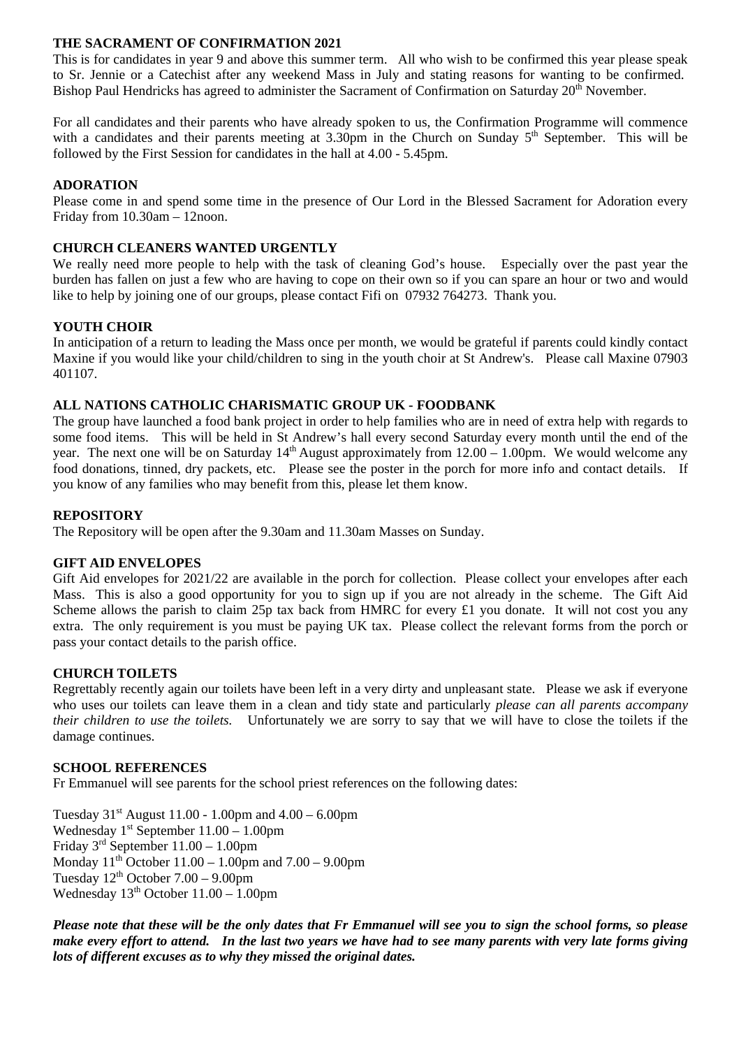### THE SACRAMENT OF CONFIRMATION 2021

This is for candidates in year 9 and above this summer term. All who wish to be confirmed this year please speak to Sr. Jennie or a Catechist after any weekend Mass in July and stating reasons for wanting to be confirmed. Bishop Paul Hendricks has agreed to administer the Sacrament of Confirmation on Saturday 20th November.

For all candidates and their parents who have already spoken to us, the Confirmation Programme will commence with a candidates and their parents meeting at 3.30pm in the Church on Sunday 5th September. This will be followed by the First Session for candidates in the hall at 4.00 - 5.45pm.

### ADORATION

Please come in and spend some time in the presence of Our Lord in the Blessed Sacrament for Adoration every Friday from 10.30am – 12noon.

### CHURCH CLEANERS WANTED URGENTLY

We really need more people to help with the task of cleaning God's house. Especially over the past year the burden has fallen on just a few who are having to cope on their own so if you can spare an hour or two and would like to help by joining one of our groups, please contact Fifi on 07932 764273. Thank you.

### YOUTH CHOIR

In anticipation of a return to leading the Mass once per month, we would be grateful if parents could kindly contact Maxine if you would like your child/children to sing in the youth choir at St Andrew's. Please call Maxine 07903 401107.

### ALL NATIONS CATHOLIC CHARISMATIC GROUP UK - FOODBANK

The group have launched a food bank project in order to help families who are in need of extra help with regards to some food items. This will be held in St Andrew's hall every second Saturday every month until the end of the year. The next one will be on Saturday 14th August approximately from 12.00 – 1.00pm. We would welcome any food donations, tinned, dry packets, etc. Please see the poster in the porch for more info and contact details. If you know of any families who may benefit from this, please let them know.

### REPOSITORY

The Repository will be open after the 9.30am and 11.30am Masses on Sunday.

### GIFT AID ENVELOPES

Gift Aid envelopes for 2021/22 are available in the porch for collection. Please collect your envelopes after each Mass. This is also a good opportunity for you to sign up if you are not already in the scheme. The Gift Aid Scheme allows the parish to claim 25p tax back from HMRC for every £1 you donate. It will not cost you any extra. The only requirement is you must be paying UK tax. Please collect the relevant forms from the porch or pass your contact details to the parish office.

### CHURCH TOILETS

Regrettably recently again our toilets have been left in a very dirty and unpleasant state. Please we ask if everyone who uses our toilets can leave them in a clean and tidy state and particularly *please can all parents accompany their children to use the toilets.* Unfortunately we are sorry to say that we will have to close the toilets if the damage continues.

### SCHOOL REFERENCES

Fr Emmanuel will see parents for the school priest references on the following dates:

Tuesday 31st August 11.00 - 1.00pm and 4.00 – 6.00pm
Wednesday 1st September 11.00 – 1.00pm
Friday 3rd September 11.00 – 1.00pm
Monday 11th October 11.00 – 1.00pm and 7.00 – 9.00pm
Tuesday 12th October 7.00 – 9.00pm
Wednesday 13th October 11.00 – 1.00pm

***Please note that these will be the only dates that Fr Emmanuel will see you to sign the school forms, so please make every effort to attend. In the last two years we have had to see many parents with very late forms giving lots of different excuses as to why they missed the original dates.***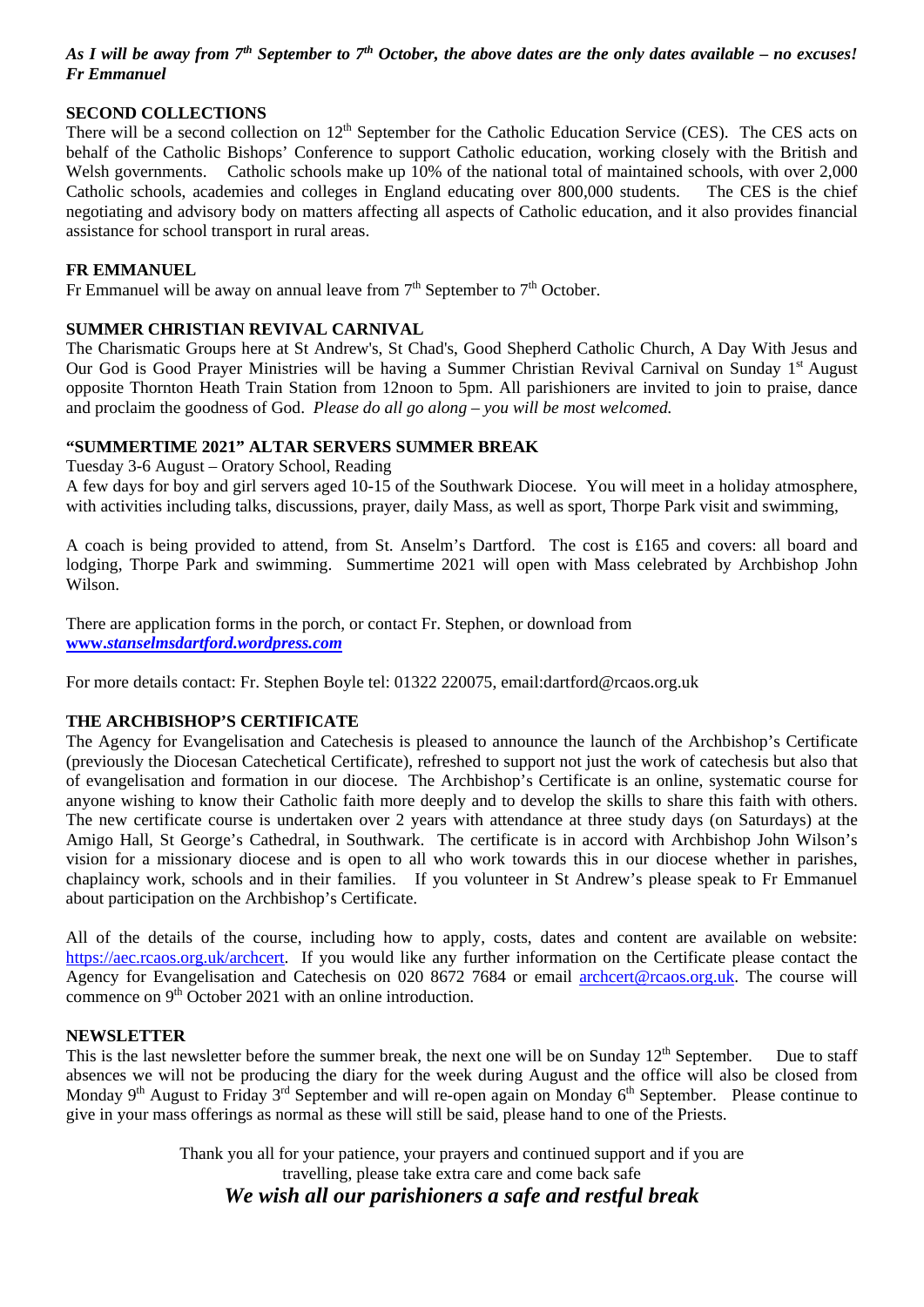***As I will be away from 7th September to 7th October, the above dates are the only dates available – no excuses! Fr Emmanuel***

**SECOND COLLECTIONS**

There will be a second collection on 12th September for the Catholic Education Service (CES). The CES acts on behalf of the Catholic Bishops' Conference to support Catholic education, working closely with the British and Welsh governments. Catholic schools make up 10% of the national total of maintained schools, with over 2,000 Catholic schools, academies and colleges in England educating over 800,000 students. The CES is the chief negotiating and advisory body on matters affecting all aspects of Catholic education, and it also provides financial assistance for school transport in rural areas.

**FR EMMANUEL**

Fr Emmanuel will be away on annual leave from 7th September to 7th October.

**SUMMER CHRISTIAN REVIVAL CARNIVAL**

The Charismatic Groups here at St Andrew's, St Chad's, Good Shepherd Catholic Church, A Day With Jesus and Our God is Good Prayer Ministries will be having a Summer Christian Revival Carnival on Sunday 1st August opposite Thornton Heath Train Station from 12noon to 5pm. All parishioners are invited to join to praise, dance and proclaim the goodness of God. *Please do all go along – you will be most welcomed.*

**"SUMMERTIME 2021" ALTAR SERVERS SUMMER BREAK**

Tuesday 3-6 August – Oratory School, Reading

A few days for boy and girl servers aged 10-15 of the Southwark Diocese. You will meet in a holiday atmosphere, with activities including talks, discussions, prayer, daily Mass, as well as sport, Thorpe Park visit and swimming,

A coach is being provided to attend, from St. Anselm's Dartford. The cost is £165 and covers: all board and lodging, Thorpe Park and swimming. Summertime 2021 will open with Mass celebrated by Archbishop John Wilson.

There are application forms in the porch, or contact Fr. Stephen, or download from ***www.stanselmsdartford.wordpress.com***

For more details contact: Fr. Stephen Boyle tel: 01322 220075, email:dartford@rcaos.org.uk

**THE ARCHBISHOP'S CERTIFICATE**

The Agency for Evangelisation and Catechesis is pleased to announce the launch of the Archbishop's Certificate (previously the Diocesan Catechetical Certificate), refreshed to support not just the work of catechesis but also that of evangelisation and formation in our diocese. The Archbishop's Certificate is an online, systematic course for anyone wishing to know their Catholic faith more deeply and to develop the skills to share this faith with others. The new certificate course is undertaken over 2 years with attendance at three study days (on Saturdays) at the Amigo Hall, St George's Cathedral, in Southwark. The certificate is in accord with Archbishop John Wilson's vision for a missionary diocese and is open to all who work towards this in our diocese whether in parishes, chaplaincy work, schools and in their families. If you volunteer in St Andrew's please speak to Fr Emmanuel about participation on the Archbishop's Certificate.

All of the details of the course, including how to apply, costs, dates and content are available on website: https://aec.rcaos.org.uk/archcert. If you would like any further information on the Certificate please contact the Agency for Evangelisation and Catechesis on 020 8672 7684 or email archcert@rcaos.org.uk. The course will commence on 9th October 2021 with an online introduction.

**NEWSLETTER**

This is the last newsletter before the summer break, the next one will be on Sunday 12th September. Due to staff absences we will not be producing the diary for the week during August and the office will also be closed from Monday 9th August to Friday 3rd September and will re-open again on Monday 6th September. Please continue to give in your mass offerings as normal as these will still be said, please hand to one of the Priests.

Thank you all for your patience, your prayers and continued support and if you are travelling, please take extra care and come back safe

***We wish all our parishioners a safe and restful break***